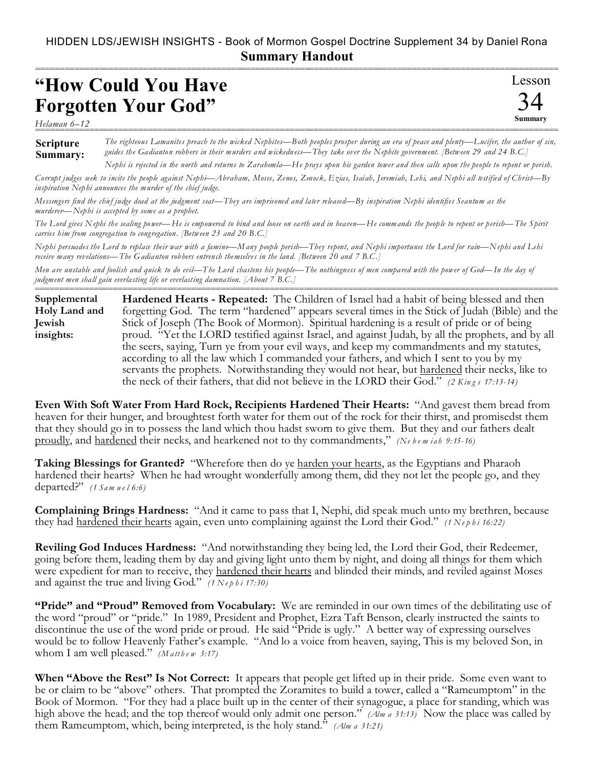HIDDEN LDS/JEWISH INSIGHTS - Book of Mormon Gospel Doctrine Supplement 34 by Daniel Rona

**Summary Handout**

# "How Could You Have Forgotten Your God"

Lesson 34 Summary

*Helaman 6–12*

**Scripture Summary:** *The righteous Lamanites preach to the wicked Nephites—Both peoples prosper during an era of peace and plenty—Lucifer, the author of sin, guides the Gadianton robbers in their murders and wickedness—They take over the Nephite government. [Between 29 and 24 B.C.]*

*Nephi is rejected in the north and returns to Zarahemla—He prays upon his garden tower and then calls upon the people to repent or perish.*

*Corrupt judges seek to incite the people against Nephi—Abraham, Moses, Zenos, Zenock, Ezias, Isaiah, Jeremiah, Lehi, and Nephi all testified of Christ—By inspiration Nephi announces the murder of the chief judge.*

*Messengers find the chief judge dead at the judgment seat—They are imprisoned and later released—By inspiration Nephi identifies Seantum as the murderer—Nephi is accepted by some as a prophet.*

*The Lord gives Nephi the sealing power—He is empowered to bind and loose on earth and in heaven—He commands the people to repent or perish—The Spirit carries him from congregation to congregation. [Between 23 and 20 B.C.]*

*Nephi persuades the Lord to replace their war with a famine—Many people perish—They repent, and Nephi importunes the Lord for rain—Nephi and Lehi receive many revelations—The Gadianton robbers entrench themselves in the land. [Between 20 and 7 B.C.]*

*Men are unstable and foolish and quick to do evil—The Lord chastens his people—The nothingness of men compared with the power of God—In the day of judgment men shall gain everlasting life or everlasting damnation. [About 7 B.C.]*

**Supplemental Holy Land and Jewish insights:**

**Hardened Hearts - Repeated:** The Children of Israel had a habit of being blessed and then forgetting God. The term "hardened" appears several times in the Stick of Judah (Bible) and the Stick of Joseph (The Book of Mormon). Spiritual hardening is a result of pride or of being proud. "Yet the LORD testified against Israel, and against Judah, by all the prophets, and by all the seers, saying, Turn ye from your evil ways, and keep my commandments and my statutes, according to all the law which I commanded your fathers, and which I sent to you by my servants the prophets. Notwithstanding they would not hear, but <u>hardened</u> their necks, like to the neck of their fathers, that did not believe in the LORD their God." *(2 Kings 17:13-14)*

**Even With Soft Water From Hard Rock, Recipients Hardened Their Hearts:** "And gavest them bread from heaven for their hunger, and broughtest forth water for them out of the rock for their thirst, and promisedst them that they should go in to possess the land which thou hadst sworn to give them. But they and our fathers dealt <u>proudly</u>, and <u>hardened</u> their necks, and hearkened not to thy commandments," *(Nehemiah 9:15-16)*

**Taking Blessings for Granted?** "Wherefore then do ye <u>harden your hearts</u>, as the Egyptians and Pharaoh hardened their hearts? When he had wrought wonderfully among them, did they not let the people go, and they departed?" *(1 Samuel 6:6)*

**Complaining Brings Hardness:** "And it came to pass that I, Nephi, did speak much unto my brethren, because they had <u>hardened their hearts</u> again, even unto complaining against the Lord their God." *(1 Nephi 16:22)*

**Reviling God Induces Hardness:** "And notwithstanding they being led, the Lord their God, their Redeemer, going before them, leading them by day and giving light unto them by night, and doing all things for them which were expedient for man to receive, they <u>hardened their hearts</u> and blinded their minds, and reviled against Moses and against the true and living God." *(1 Nephi 17:30)*

**"Pride" and "Proud" Removed from Vocabulary:** We are reminded in our own times of the debilitating use of the word "proud" or "pride." In 1989, President and Prophet, Ezra Taft Benson, clearly instructed the saints to discontinue the use of the word pride or proud. He said "Pride is ugly." A better way of expressing ourselves would be to follow Heavenly Father's example. "And lo a voice from heaven, saying, This is my beloved Son, in whom I am well pleased." *(Matthew 3:17)*

**When "Above the Rest" Is Not Correct:** It appears that people get lifted up in their pride. Some even want to be or claim to be "above" others. That prompted the Zoramites to build a tower, called a "Rameumptom" in the Book of Mormon. "For they had a place built up in the center of their synagogue, a place for standing, which was high above the head; and the top thereof would only admit one person." *(Alma 31:13)* Now the place was called by them Rameumptom, which, being interpreted, is the holy stand." *(Alma 31:21)*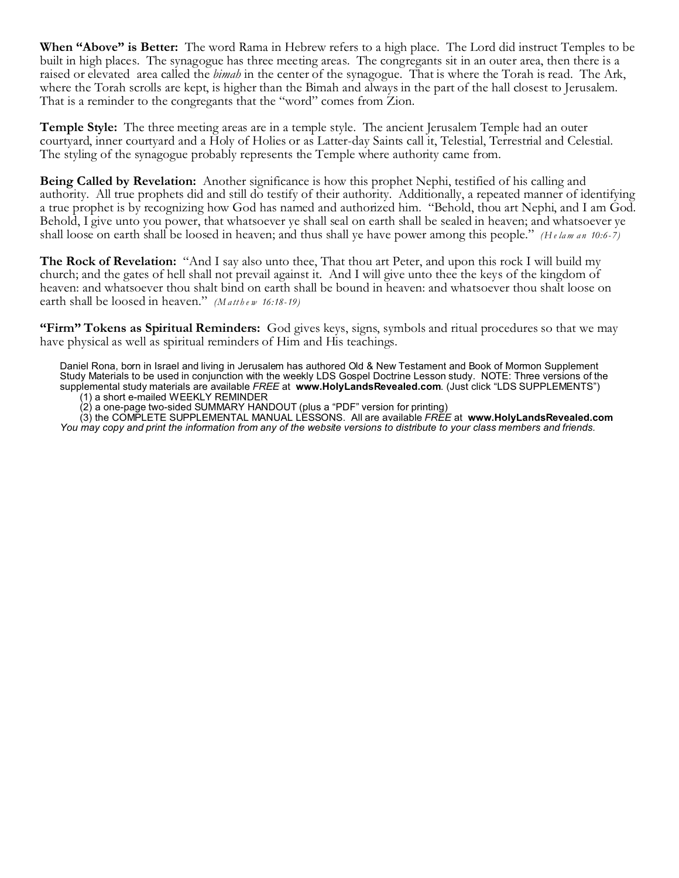**When "Above" is Better:** The word Rama in Hebrew refers to a high place. The Lord did instruct Temples to be built in high places. The synagogue has three meeting areas. The congregants sit in an outer area, then there is a raised or elevated area called the *bimah* in the center of the synagogue. That is where the Torah is read. The Ark, where the Torah scrolls are kept, is higher than the Bimah and always in the part of the hall closest to Jerusalem. That is a reminder to the congregants that the "word" comes from Zion.

**Temple Style:** The three meeting areas are in a temple style. The ancient Jerusalem Temple had an outer courtyard, inner courtyard and a Holy of Holies or as Latter-day Saints call it, Telestial, Terrestrial and Celestial. The styling of the synagogue probably represents the Temple where authority came from.

**Being Called by Revelation:** Another significance is how this prophet Nephi, testified of his calling and authority. All true prophets did and still do testify of their authority. Additionally, a repeated manner of identifying a true prophet is by recognizing how God has named and authorized him. "Behold, thou art Nephi, and I am God. Behold, I give unto you power, that whatsoever ye shall seal on earth shall be sealed in heaven; and whatsoever ye shall loose on earth shall be loosed in heaven; and thus shall ye have power among this people." *(Helaman 10:6-7)*

**The Rock of Revelation:** "And I say also unto thee, That thou art Peter, and upon this rock I will build my church; and the gates of hell shall not prevail against it. And I will give unto thee the keys of the kingdom of heaven: and whatsoever thou shalt bind on earth shall be bound in heaven: and whatsoever thou shalt loose on earth shall be loosed in heaven." *(Matthew 16:18-19)*

**"Firm" Tokens as Spiritual Reminders:** God gives keys, signs, symbols and ritual procedures so that we may have physical as well as spiritual reminders of Him and His teachings.

Daniel Rona, born in Israel and living in Jerusalem has authored Old & New Testament and Book of Mormon Supplement Study Materials to be used in conjunction with the weekly LDS Gospel Doctrine Lesson study. NOTE: Three versions of the supplemental study materials are available *FREE* at **www.HolyLandsRevealed.com**. (Just click "LDS SUPPLEMENTS")

(1) a short e-mailed WEEKLY REMINDER
(2) a one-page two-sided SUMMARY HANDOUT (plus a "PDF" version for printing)
(3) the COMPLETE SUPPLEMENTAL MANUAL LESSONS. All are available *FREE* at **www.HolyLandsRevealed.com**

*You may copy and print the information from any of the website versions to distribute to your class members and friends.*